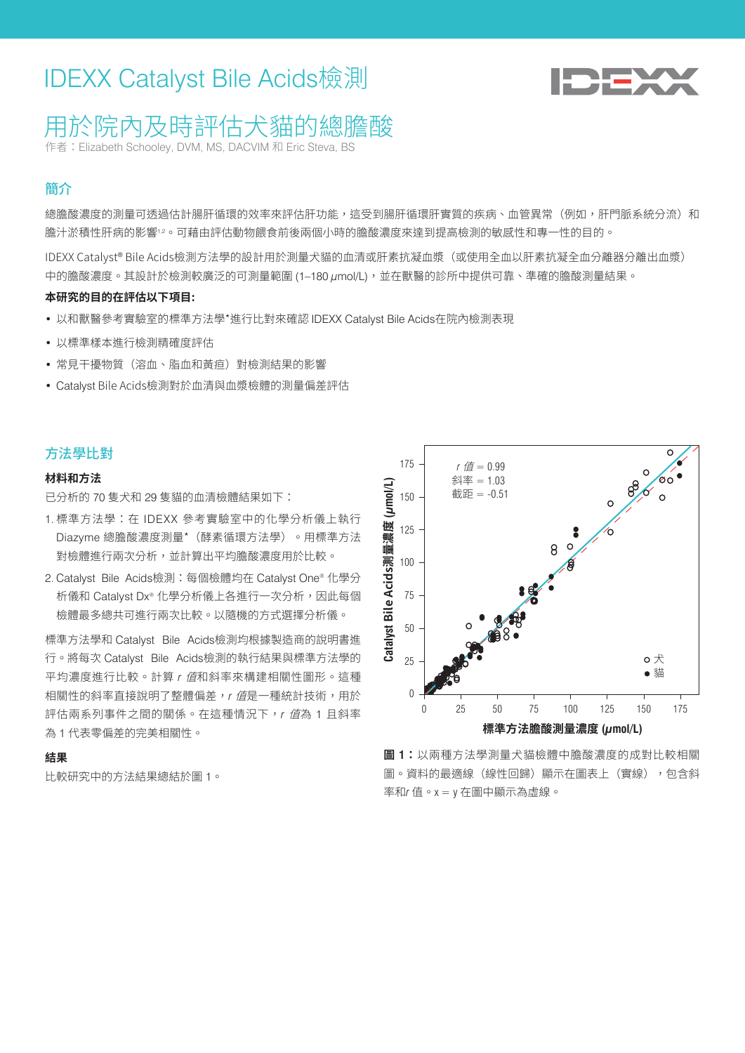# IDEXX Catalyst Bile Acids檢測

## 用於院內及時評估犬貓的總膽酸

作者：Elizabeth Schooley, DVM, MS, DACVIM 和 Eric Steva, BS

### 簡介

總膽酸濃度的測量可透過估計腸肝循環的效率來評估肝功能，這受到腸肝循環肝實質的疾病、血管異常（例如，肝門脈系統分流）和膽汁淤積性肝病的影響[1,2]。可藉由評估動物餵食前後兩個小時的膽酸濃度來達到提高檢測的敏感性和專一性的目的。

IDEXX Catalyst® Bile Acids檢測方法學的設計用於測量犬貓的血清或肝素抗凝血漿（或使用全血以肝素抗凝全血分離器分離出血漿）中的膽酸濃度。其設計於檢測較廣泛的可測量範圍 (1–180 μmol/L)，並在獸醫的診所中提供可靠、準確的膽酸測量結果。

**本研究的目的在評估以下項目:**

- 以和獸醫參考實驗室的標準方法學*進行比對來確認 IDEXX Catalyst Bile Acids在院內檢測表現
- 以標準樣本進行檢測精確度評估
- 常見干擾物質（溶血、脂血和黃疸）對檢測結果的影響
- Catalyst Bile Acids檢測對於血清與血漿檢體的測量偏差評估

### 方法學比對

#### 材料和方法

已分析的 70 隻犬和 29 隻貓的血清檢體結果如下：

1. 標準方法學：在 IDEXX 參考實驗室中的化學分析儀上執行 Diazyme 總膽酸濃度測量*（酵素循環方法學）。用標準方法對檢體進行兩次分析，並計算出平均膽酸濃度用於比較。
2. Catalyst Bile Acids檢測：每個檢體均在 Catalyst One® 化學分析儀和 Catalyst Dx® 化學分析儀上各進行一次分析，因此每個檢體最多總共可進行兩次比較。以隨機的方式選擇分析儀。

標準方法學和 Catalyst Bile Acids檢測均根據製造商的說明書進行。將每次 Catalyst Bile Acids檢測的執行結果與標準方法學的平均濃度進行比較。計算 *r 值*和斜率來構建相關性圖形。這種相關性的斜率直接說明了整體偏差，*r 值*是一種統計技術，用於評估兩系列事件之間的關係。在這種情況下，*r 值*為 1 且斜率為 1 代表零偏差的完美相關性。

#### 結果

比較研究中的方法結果總結於圖 1。

*r 值* = 0.99
斜率 = 1.03
截距 = -0.51

○ 犬
● 貓

Catalyst Bile Acids測量濃度 (μmol/L)
標準方法膽酸測量濃度 (μmol/L)

**圖 1：**以兩種方法學測量犬貓檢體中膽酸濃度的成對比較相關圖。資料的最適線（線性回歸）顯示在圖表上（實線），包含斜率和*r* 值。x = y 在圖中顯示為虛線。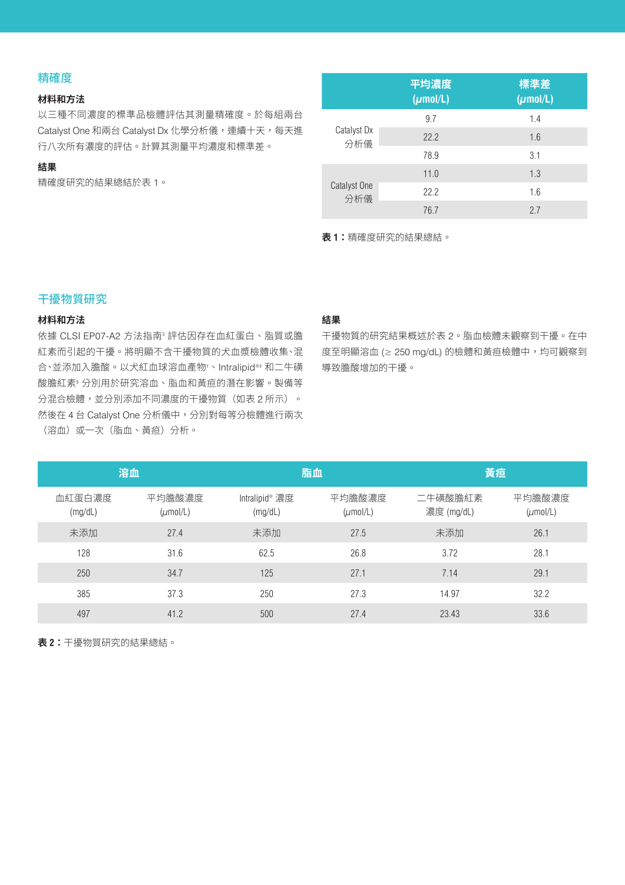## 精確度

### 材料和方法

以三種不同濃度的標準品檢體評估其測量精確度。於每組兩台 Catalyst One 和兩台 Catalyst Dx 化學分析儀，連續十天，每天進行八次所有濃度的評估。計算其測量平均濃度和標準差。

### 結果

精確度研究的結果總結於表 1。

| | 平均濃度 (μmol/L) | 標準差 (μmol/L) |
|---|---|---|
| Catalyst Dx 分析儀 | 9.7 | 1.4 |
| | 22.2 | 1.6 |
| | 78.9 | 3.1 |
| Catalyst One 分析儀 | 11.0 | 1.3 |
| | 22.2 | 1.6 |
| | 76.7 | 2.7 |

**表 1：**精確度研究的結果總結。

## 干擾物質研究

### 材料和方法

依據 CLSI EP07-A2 方法指南[3] 評估因存在血紅蛋白、脂質或膽紅素而引起的干擾。將明顯不含干擾物質的犬血漿檢體收集、混合、並添加入膽酸。以犬紅血球溶血產物[†]、Intralipid®[‡] 和二牛磺酸膽紅素[§] 分別用於研究溶血、脂血和黃疸的潛在影響。製備等分混合檢體，並分別添加不同濃度的干擾物質（如表 2 所示）。然後在 4 台 Catalyst One 分析儀中，分別對每等分檢體進行兩次（溶血）或一次（脂血、黃疸）分析。

### 結果

干擾物質的研究結果概述於表 2。脂血檢體未觀察到干擾。在中度至明顯溶血 (≥ 250 mg/dL) 的檢體和黃疸檢體中，均可觀察到導致膽酸增加的干擾。

| 溶血 | | 脂血 | | 黃疸 | |
|---|---|---|---|---|---|
| 血紅蛋白濃度 (mg/dL) | 平均膽酸濃度 (μmol/L) | Intralipid® 濃度 (mg/dL) | 平均膽酸濃度 (μmol/L) | 二牛磺酸膽紅素濃度 (mg/dL) | 平均膽酸濃度 (μmol/L) |
| 未添加 | 27.4 | 未添加 | 27.5 | 未添加 | 26.1 |
| 128 | 31.6 | 62.5 | 26.8 | 3.72 | 28.1 |
| 250 | 34.7 | 125 | 27.1 | 7.14 | 29.1 |
| 385 | 37.3 | 250 | 27.3 | 14.97 | 32.2 |
| 497 | 41.2 | 500 | 27.4 | 23.43 | 33.6 |

**表 2：**干擾物質研究的結果總結。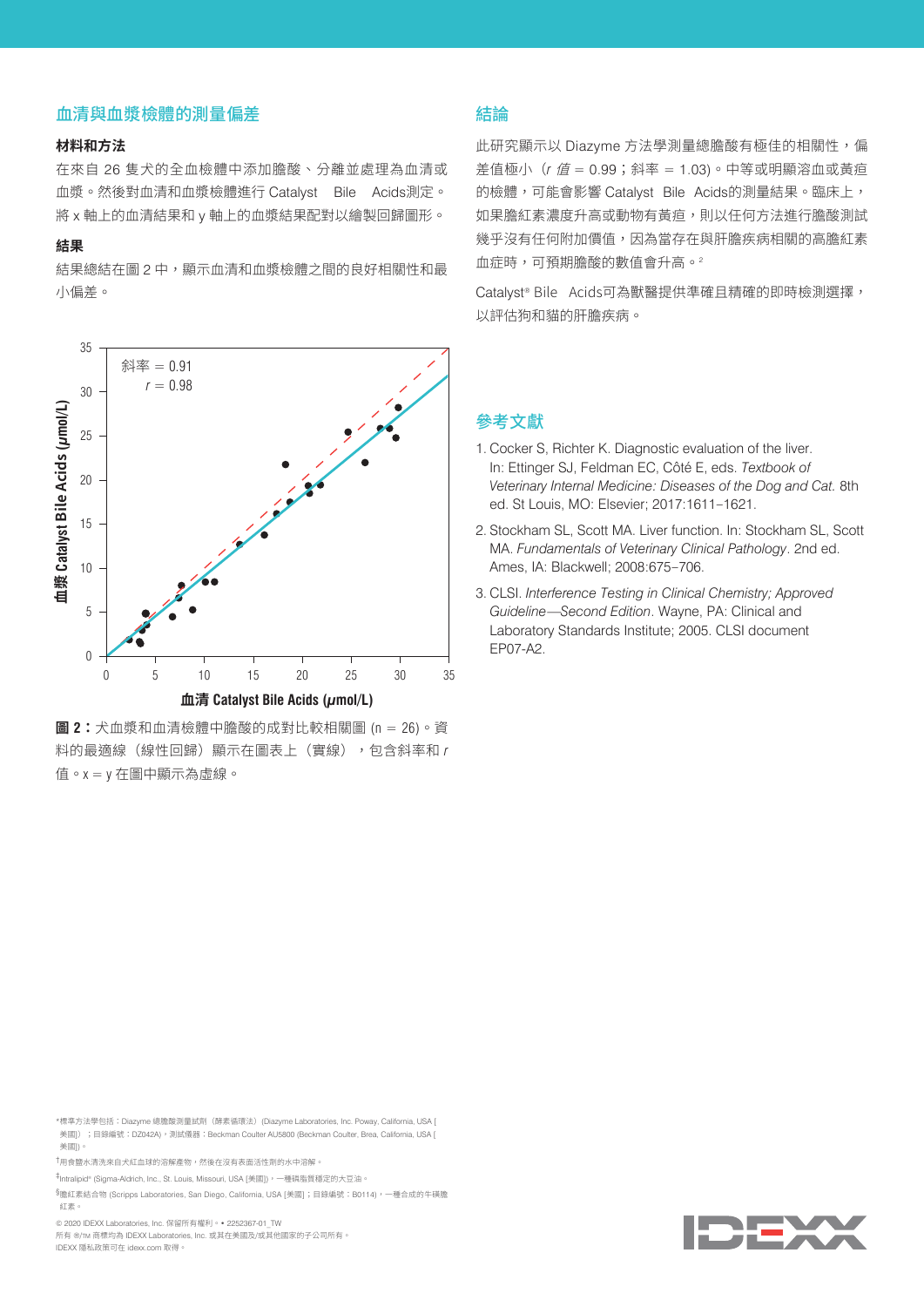## 血清與血漿檢體的測量偏差

### 材料和方法

在來自 26 隻犬的全血檢體中添加膽酸、分離並處理為血清或血漿。然後對血清和血漿檢體進行 Catalyst Bile Acids測定。將 x 軸上的血清結果和 y 軸上的血漿結果配對以繪製回歸圖形。

### 結果

結果總結在圖 2 中，顯示血清和血漿檢體之間的良好相關性和最小偏差。

斜率 = 0.91

*r* = 0.98

血漿 Catalyst Bile Acids (μmol/L)

0 5 10 15 20 25 30 35

血清 Catalyst Bile Acids (μmol/L)

0 5 10 15 20 25 30 35

**圖 2：**犬血漿和血清檢體中膽酸的成對比較相關圖 (n = 26)。資料的最適線（線性回歸）顯示在圖表上（實線），包含斜率和 *r* 值。x = y 在圖中顯示為虛線。

## 結論

此研究顯示以 Diazyme 方法學測量總膽酸有極佳的相關性，偏差值極小（*r* 值 = 0.99；斜率 = 1.03)。中等或明顯溶血或黃疸的檢體，可能會影響 Catalyst Bile Acids的測量結果。臨床上，如果膽紅素濃度升高或動物有黃疸，則以任何方法進行膽酸測試幾乎沒有任何附加價值，因為當存在與肝膽疾病相關的高膽紅素血症時，可預期膽酸的數值會升高。[2]

Catalyst® Bile Acids可為獸醫提供準確且精確的即時檢測選擇，以評估狗和貓的肝膽疾病。

## 參考文獻

1. Cocker S, Richter K. Diagnostic evaluation of the liver. In: Ettinger SJ, Feldman EC, Côté E, eds. *Textbook of Veterinary Internal Medicine: Diseases of the Dog and Cat*. 8th ed. St Louis, MO: Elsevier; 2017:1611–1621.
2. Stockham SL, Scott MA. Liver function. In: Stockham SL, Scott MA. *Fundamentals of Veterinary Clinical Pathology*. 2nd ed. Ames, IA: Blackwell; 2008:675–706.
3. CLSI. *Interference Testing in Clinical Chemistry; Approved Guideline—Second Edition*. Wayne, PA: Clinical and Laboratory Standards Institute; 2005. CLSI document EP07-A2.

*標準方法學包括：Diazyme 總膽酸測量試劑（酵素循環法）(Diazyme Laboratories, Inc. Poway, California, USA [美國])；目錄編號：DZ042A)，測試儀器：Beckman Coulter AU5800 (Beckman Coulter, Brea, California, USA [美國])。

†用食鹽水清洗來自犬紅血球的溶解產物，然後在沒有表面活性劑的水中溶解。

‡Intralipid® (Sigma-Aldrich, Inc., St. Louis, Missouri, USA [美國])，一種碼脂質穩定的大豆油。

§膽紅素結合物 (Scripps Laboratories, San Diego, California, USA [美國]；目錄編號：B0114)，一種合成的牛磺膽紅素。

© 2020 IDEXX Laboratories, Inc. 保留所有權利。• 2252367-01_TW
所有 ®/TM 商標均為 IDEXX Laboratories, Inc. 或其在美國及/或其他國家的子公司所有。
IDEXX 隱私政策可在 idexx.com 取得。